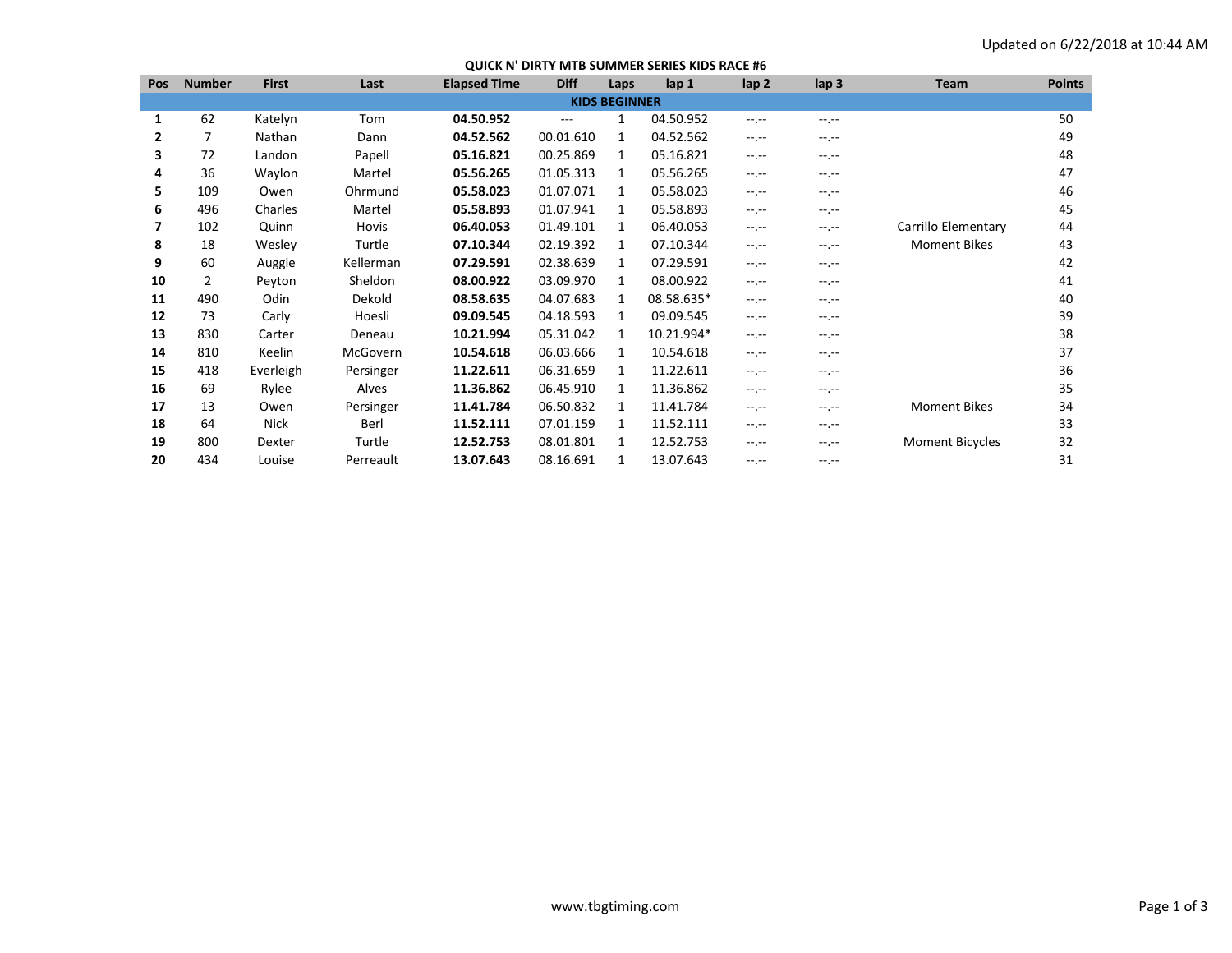Updated on 6/22/2018 at 10:44 AM

## QUICK N' DIRTY MTB SUMMER SERIES KIDS RACE #6

| Pos | Number | First | Last | Elapsed Time | Diff | Laps | lap 1 | lap 2 | lap 3 | Team | Points |
|---|---|---|---|---|---|---|---|---|---|---|---|
| | | | | | **KIDS BEGINNER** | | | | | | |
| **1** | 62 | Katelyn | Tom | **04.50.952** | --- | 1 | 04.50.952 | --.-- | --.-- | | 50 |
| **2** | 7 | Nathan | Dann | **04.52.562** | 00.01.610 | 1 | 04.52.562 | --.-- | --.-- | | 49 |
| **3** | 72 | Landon | Papell | **05.16.821** | 00.25.869 | 1 | 05.16.821 | --.-- | --.-- | | 48 |
| **4** | 36 | Waylon | Martel | **05.56.265** | 01.05.313 | 1 | 05.56.265 | --.-- | --.-- | | 47 |
| **5** | 109 | Owen | Ohrmund | **05.58.023** | 01.07.071 | 1 | 05.58.023 | --.-- | --.-- | | 46 |
| **6** | 496 | Charles | Martel | **05.58.893** | 01.07.941 | 1 | 05.58.893 | --.-- | --.-- | | 45 |
| **7** | 102 | Quinn | Hovis | **06.40.053** | 01.49.101 | 1 | 06.40.053 | --.-- | --.-- | Carrillo Elementary | 44 |
| **8** | 18 | Wesley | Turtle | **07.10.344** | 02.19.392 | 1 | 07.10.344 | --.-- | --.-- | Moment Bikes | 43 |
| **9** | 60 | Auggie | Kellerman | **07.29.591** | 02.38.639 | 1 | 07.29.591 | --.-- | --.-- | | 42 |
| **10** | 2 | Peyton | Sheldon | **08.00.922** | 03.09.970 | 1 | 08.00.922 | --.-- | --.-- | | 41 |
| **11** | 490 | Odin | Dekold | **08.58.635** | 04.07.683 | 1 | 08.58.635* | --.-- | --.-- | | 40 |
| **12** | 73 | Carly | Hoesli | **09.09.545** | 04.18.593 | 1 | 09.09.545 | --.-- | --.-- | | 39 |
| **13** | 830 | Carter | Deneau | **10.21.994** | 05.31.042 | 1 | 10.21.994* | --.-- | --.-- | | 38 |
| **14** | 810 | Keelin | McGovern | **10.54.618** | 06.03.666 | 1 | 10.54.618 | --.-- | --.-- | | 37 |
| **15** | 418 | Everleigh | Persinger | **11.22.611** | 06.31.659 | 1 | 11.22.611 | --.-- | --.-- | | 36 |
| **16** | 69 | Rylee | Alves | **11.36.862** | 06.45.910 | 1 | 11.36.862 | --.-- | --.-- | | 35 |
| **17** | 13 | Owen | Persinger | **11.41.784** | 06.50.832 | 1 | 11.41.784 | --.-- | --.-- | Moment Bikes | 34 |
| **18** | 64 | Nick | Berl | **11.52.111** | 07.01.159 | 1 | 11.52.111 | --.-- | --.-- | | 33 |
| **19** | 800 | Dexter | Turtle | **12.52.753** | 08.01.801 | 1 | 12.52.753 | --.-- | --.-- | Moment Bicycles | 32 |
| **20** | 434 | Louise | Perreault | **13.07.643** | 08.16.691 | 1 | 13.07.643 | --.-- | --.-- | | 31 |

www.tbgtiming.com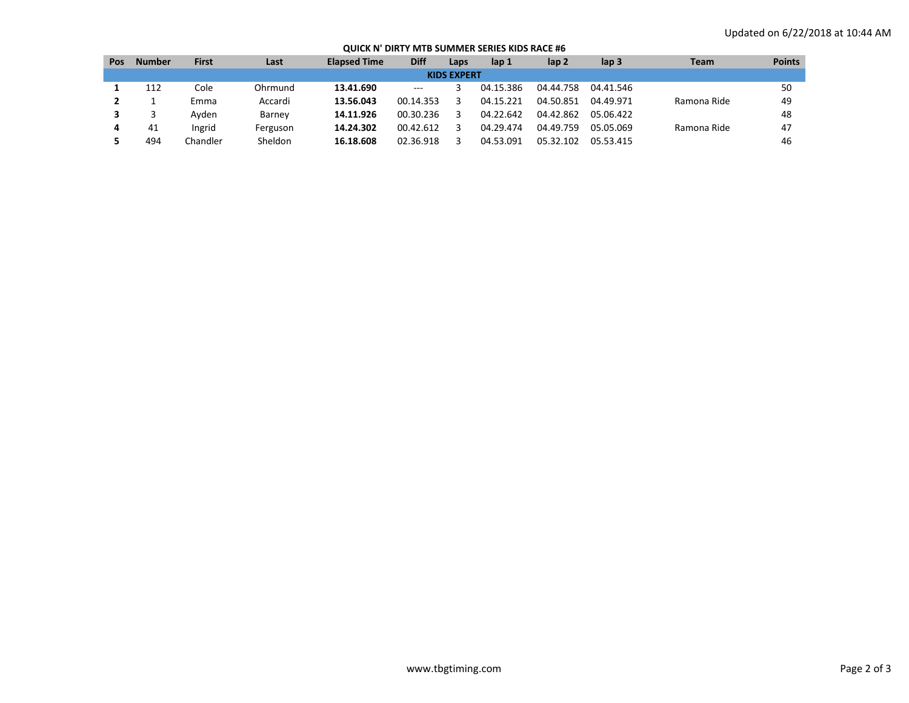Updated on 6/22/2018 at 10:44 AM

**QUICK N' DIRTY MTB SUMMER SERIES KIDS RACE #6**

| Pos | Number | First | Last | Elapsed Time | Diff | Laps | lap 1 | lap 2 | lap 3 | Team | Points |
|---|---|---|---|---|---|---|---|---|---|---|---|
| **KIDS EXPERT** | | | | | | | | | | | |
| **1** | 112 | Cole | Ohrmund | **13.41.690** | --- | 3 | 04.15.386 | 04.44.758 | 04.41.546 | | 50 |
| **2** | 1 | Emma | Accardi | **13.56.043** | 00.14.353 | 3 | 04.15.221 | 04.50.851 | 04.49.971 | Ramona Ride | 49 |
| **3** | 3 | Ayden | Barney | **14.11.926** | 00.30.236 | 3 | 04.22.642 | 04.42.862 | 05.06.422 | | 48 |
| **4** | 41 | Ingrid | Ferguson | **14.24.302** | 00.42.612 | 3 | 04.29.474 | 04.49.759 | 05.05.069 | Ramona Ride | 47 |
| **5** | 494 | Chandler | Sheldon | **16.18.608** | 02.36.918 | 3 | 04.53.091 | 05.32.102 | 05.53.415 | | 46 |

www.tbgtiming.com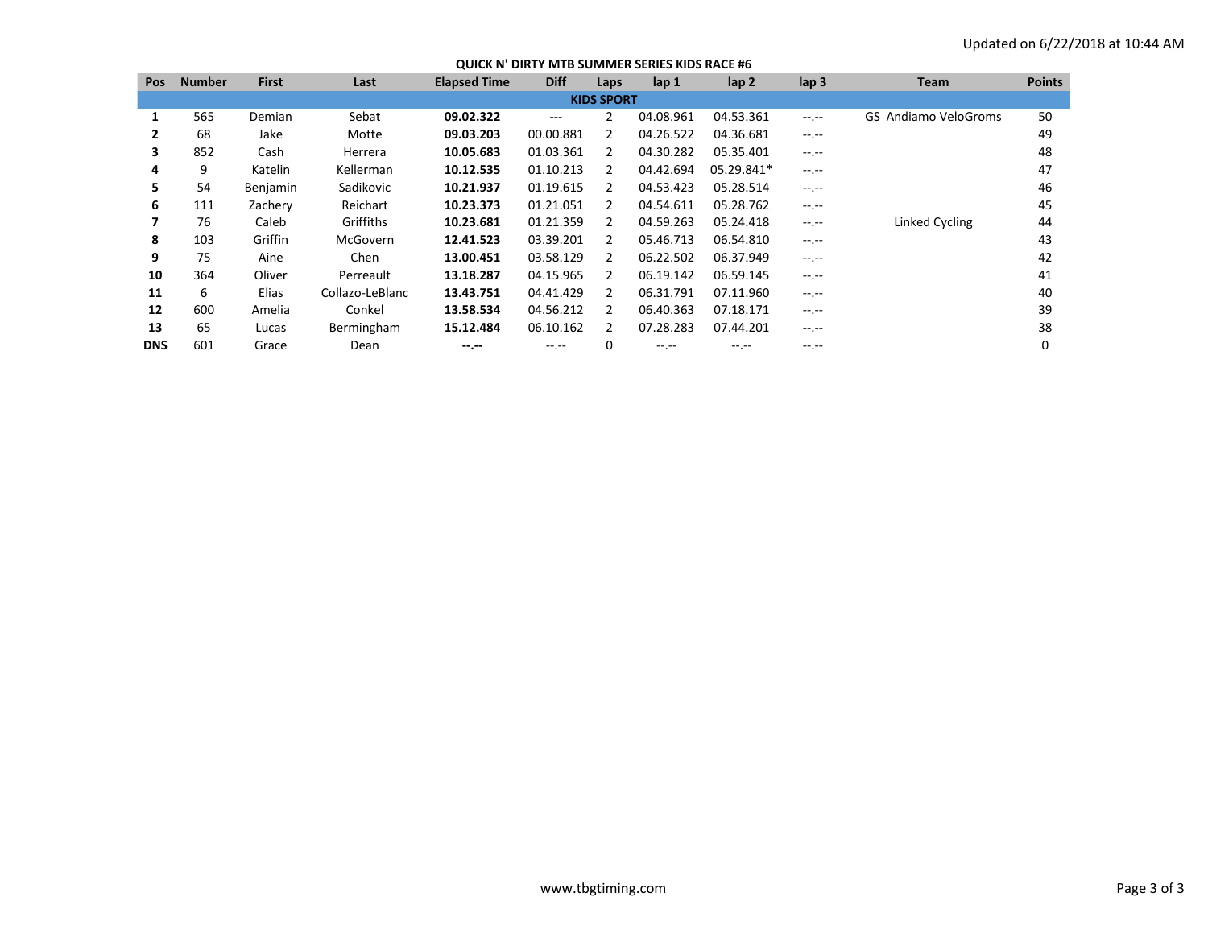Updated on 6/22/2018 at 10:44 AM

## QUICK N' DIRTY MTB SUMMER SERIES KIDS RACE #6

| Pos | Number | First | Last | Elapsed Time | Diff | Laps | lap 1 | lap 2 | lap 3 | Team | Points |
|---|---|---|---|---|---|---|---|---|---|---|---|
| **KIDS SPORT** | | | | | | | | | | | |
| **1** | 565 | Demian | Sebat | **09.02.322** | --- | 2 | 04.08.961 | 04.53.361 | --.-- | GS Andiamo VeloGroms | 50 |
| **2** | 68 | Jake | Motte | **09.03.203** | 00.00.881 | 2 | 04.26.522 | 04.36.681 | --.-- | | 49 |
| **3** | 852 | Cash | Herrera | **10.05.683** | 01.03.361 | 2 | 04.30.282 | 05.35.401 | --.-- | | 48 |
| **4** | 9 | Katelin | Kellerman | **10.12.535** | 01.10.213 | 2 | 04.42.694 | 05.29.841* | --.-- | | 47 |
| **5** | 54 | Benjamin | Sadikovic | **10.21.937** | 01.19.615 | 2 | 04.53.423 | 05.28.514 | --.-- | | 46 |
| **6** | 111 | Zachery | Reichart | **10.23.373** | 01.21.051 | 2 | 04.54.611 | 05.28.762 | --.-- | | 45 |
| **7** | 76 | Caleb | Griffiths | **10.23.681** | 01.21.359 | 2 | 04.59.263 | 05.24.418 | --.-- | Linked Cycling | 44 |
| **8** | 103 | Griffin | McGovern | **12.41.523** | 03.39.201 | 2 | 05.46.713 | 06.54.810 | --.-- | | 43 |
| **9** | 75 | Aine | Chen | **13.00.451** | 03.58.129 | 2 | 06.22.502 | 06.37.949 | --.-- | | 42 |
| **10** | 364 | Oliver | Perreault | **13.18.287** | 04.15.965 | 2 | 06.19.142 | 06.59.145 | --.-- | | 41 |
| **11** | 6 | Elias | Collazo-LeBlanc | **13.43.751** | 04.41.429 | 2 | 06.31.791 | 07.11.960 | --.-- | | 40 |
| **12** | 600 | Amelia | Conkel | **13.58.534** | 04.56.212 | 2 | 06.40.363 | 07.18.171 | --.-- | | 39 |
| **13** | 65 | Lucas | Bermingham | **15.12.484** | 06.10.162 | 2 | 07.28.283 | 07.44.201 | --.-- | | 38 |
| **DNS** | 601 | Grace | Dean | **--.--** | --.-- | 0 | --.-- | --.-- | --.-- | | 0 |

www.tbgtiming.com